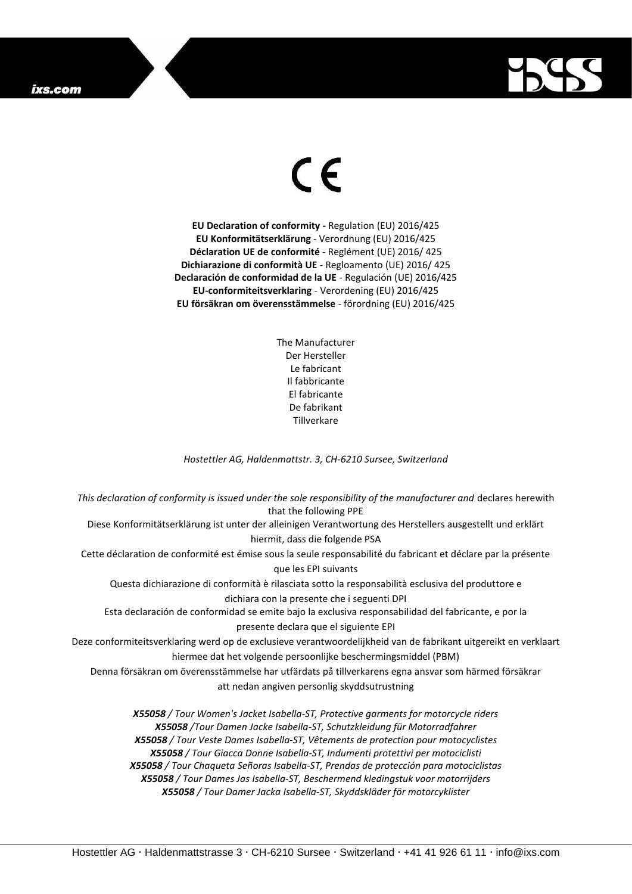CE

**EU Declaration of conformity -** Regulation (EU) 2016/425
**EU Konformitätserklärung** - Verordnung (EU) 2016/425
**Déclaration UE de conformité** - Reglément (UE) 2016/ 425
**Dichiarazione di conformità UE** - Regloamento (UE) 2016/ 425
**Declaración de conformidad de la UE** - Regulación (UE) 2016/425
**EU-conformiteitsverklaring** - Verordening (EU) 2016/425
**EU försäkran om överensstämmelse** - förordning (EU) 2016/425

The Manufacturer
Der Hersteller
Le fabricant
Il fabbricante
El fabricante
De fabrikant
Tillverkare

*Hostettler AG, Haldenmattstr. 3, CH-6210 Sursee, Switzerland*

*This declaration of conformity is issued under the sole responsibility of the manufacturer and* declares herewith that the following PPE

Diese Konformitätserklärung ist unter der alleinigen Verantwortung des Herstellers ausgestellt und erklärt hiermit, dass die folgende PSA

Cette déclaration de conformité est émise sous la seule responsabilité du fabricant et déclare par la présente que les EPI suivants

Questa dichiarazione di conformità è rilasciata sotto la responsabilità esclusiva del produttore e dichiara con la presente che i seguenti DPI

Esta declaración de conformidad se emite bajo la exclusiva responsabilidad del fabricante, e por la presente declara que el siguiente EPI

Deze conformiteitsverklaring werd op de exclusieve verantwoordelijkheid van de fabrikant uitgereikt en verklaart hiermee dat het volgende persoonlijke beschermingsmiddel (PBM)

Denna försäkran om överensstämmelse har utfärdats på tillverkarens egna ansvar som härmed försäkrar att nedan angiven personlig skyddsutrustning

***X55058*** */ Tour Women's Jacket Isabella-ST, Protective garments for motorcycle riders*
***X55058*** */Tour Damen Jacke Isabella-ST, Schutzkleidung für Motorradfahrer*
***X55058*** */ Tour Veste Dames Isabella-ST, Vêtements de protection pour motocyclistes*
***X55058*** */ Tour Giacca Donne Isabella-ST, Indumenti protettivi per motociclisti*
***X55058*** */ Tour Chaqueta Señoras Isabella-ST, Prendas de protección para motociclistas*
***X55058*** */ Tour Dames Jas Isabella-ST, Beschermend kledingstuk voor motorrijders*
***X55058*** */ Tour Damer Jacka Isabella-ST, Skyddskläder för motorcyklister*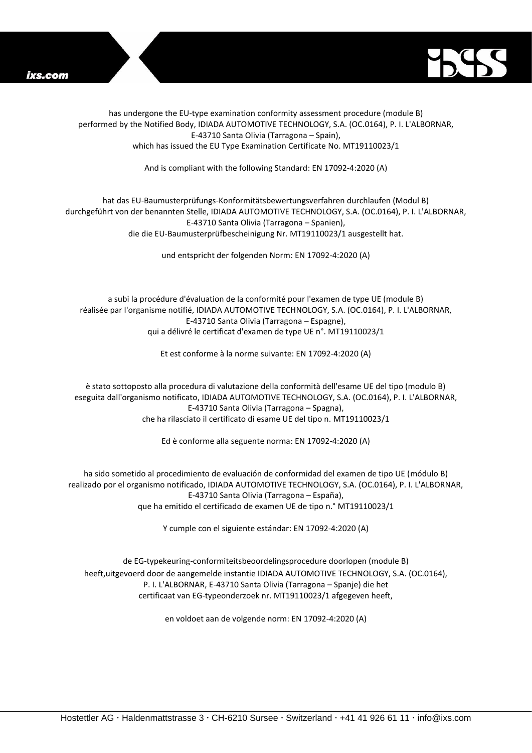has undergone the EU-type examination conformity assessment procedure (module B) performed by the Notified Body, IDIADA AUTOMOTIVE TECHNOLOGY, S.A. (OC.0164), P. I. L'ALBORNAR, E-43710 Santa Olivia (Tarragona – Spain), which has issued the EU Type Examination Certificate No. MT19110023/1

And is compliant with the following Standard: EN 17092-4:2020 (A)

hat das EU-Baumusterprüfungs-Konformitätsbewertungsverfahren durchlaufen (Modul B) durchgeführt von der benannten Stelle, IDIADA AUTOMOTIVE TECHNOLOGY, S.A. (OC.0164), P. I. L'ALBORNAR, E-43710 Santa Olivia (Tarragona – Spanien), die die EU-Baumusterprüfbescheinigung Nr. MT19110023/1 ausgestellt hat.

und entspricht der folgenden Norm: EN 17092-4:2020 (A)

a subi la procédure d'évaluation de la conformité pour l'examen de type UE (module B) réalisée par l'organisme notifié, IDIADA AUTOMOTIVE TECHNOLOGY, S.A. (OC.0164), P. I. L'ALBORNAR, E-43710 Santa Olivia (Tarragona – Espagne), qui a délivré le certificat d'examen de type UE n°. MT19110023/1

Et est conforme à la norme suivante: EN 17092-4:2020 (A)

è stato sottoposto alla procedura di valutazione della conformità dell'esame UE del tipo (modulo B) eseguita dall'organismo notificato, IDIADA AUTOMOTIVE TECHNOLOGY, S.A. (OC.0164), P. I. L'ALBORNAR, E-43710 Santa Olivia (Tarragona – Spagna), che ha rilasciato il certificato di esame UE del tipo n. MT19110023/1

Ed è conforme alla seguente norma: EN 17092-4:2020 (A)

ha sido sometido al procedimiento de evaluación de conformidad del examen de tipo UE (módulo B) realizado por el organismo notificado, IDIADA AUTOMOTIVE TECHNOLOGY, S.A. (OC.0164), P. I. L'ALBORNAR, E-43710 Santa Olivia (Tarragona – España), que ha emitido el certificado de examen UE de tipo n.° MT19110023/1

Y cumple con el siguiente estándar: EN 17092-4:2020 (A)

de EG-typekeuring-conformiteitsbeoordelingsprocedure doorlopen (module B) heeft,uitgevoerd door de aangemelde instantie IDIADA AUTOMOTIVE TECHNOLOGY, S.A. (OC.0164), P. I. L'ALBORNAR, E-43710 Santa Olivia (Tarragona – Spanje) die het certificaat van EG-typeonderzoek nr. MT19110023/1 afgegeven heeft,

en voldoet aan de volgende norm: EN 17092-4:2020 (A)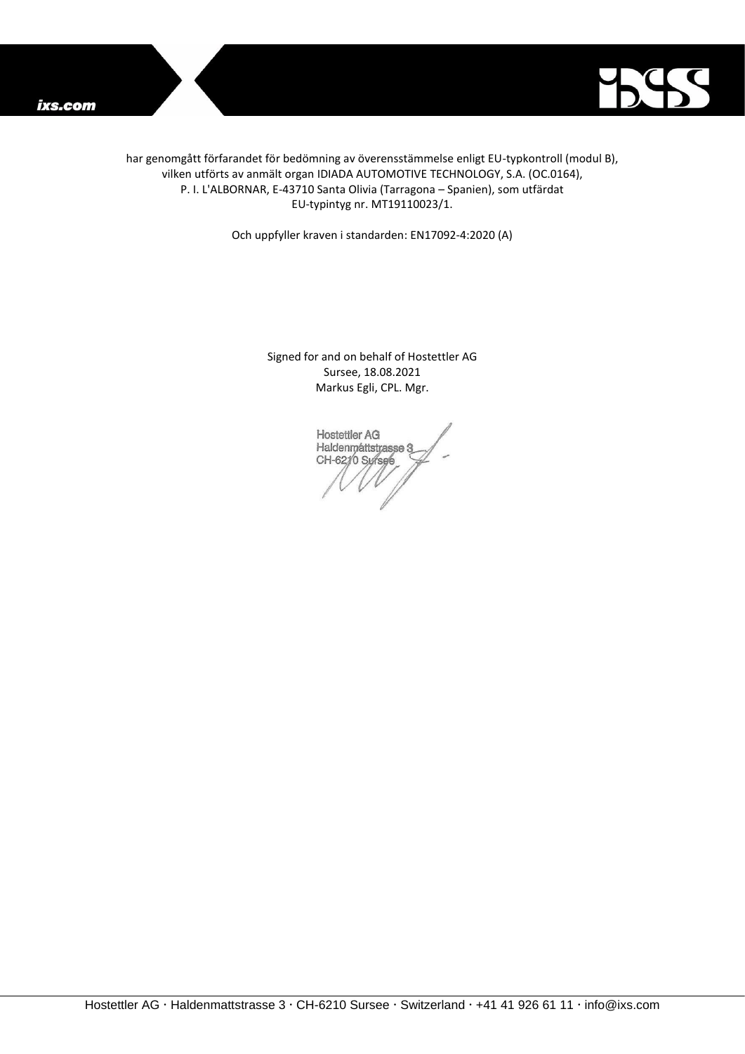har genomgått förfarandet för bedömning av överensstämmelse enligt EU-typkontroll (modul B), vilken utförts av anmält organ IDIADA AUTOMOTIVE TECHNOLOGY, S.A. (OC.0164), P. I. L'ALBORNAR, E-43710 Santa Olivia (Tarragona – Spanien), som utfärdat EU-typintyg nr. MT19110023/1.

Och uppfyller kraven i standarden: EN17092-4:2020 (A)

Signed for and on behalf of Hostettler AG
Sursee, 18.08.2021
Markus Egli, CPL. Mgr.

Hostettler AG
Haldenmattstrasse 3
CH-6210 Sursee